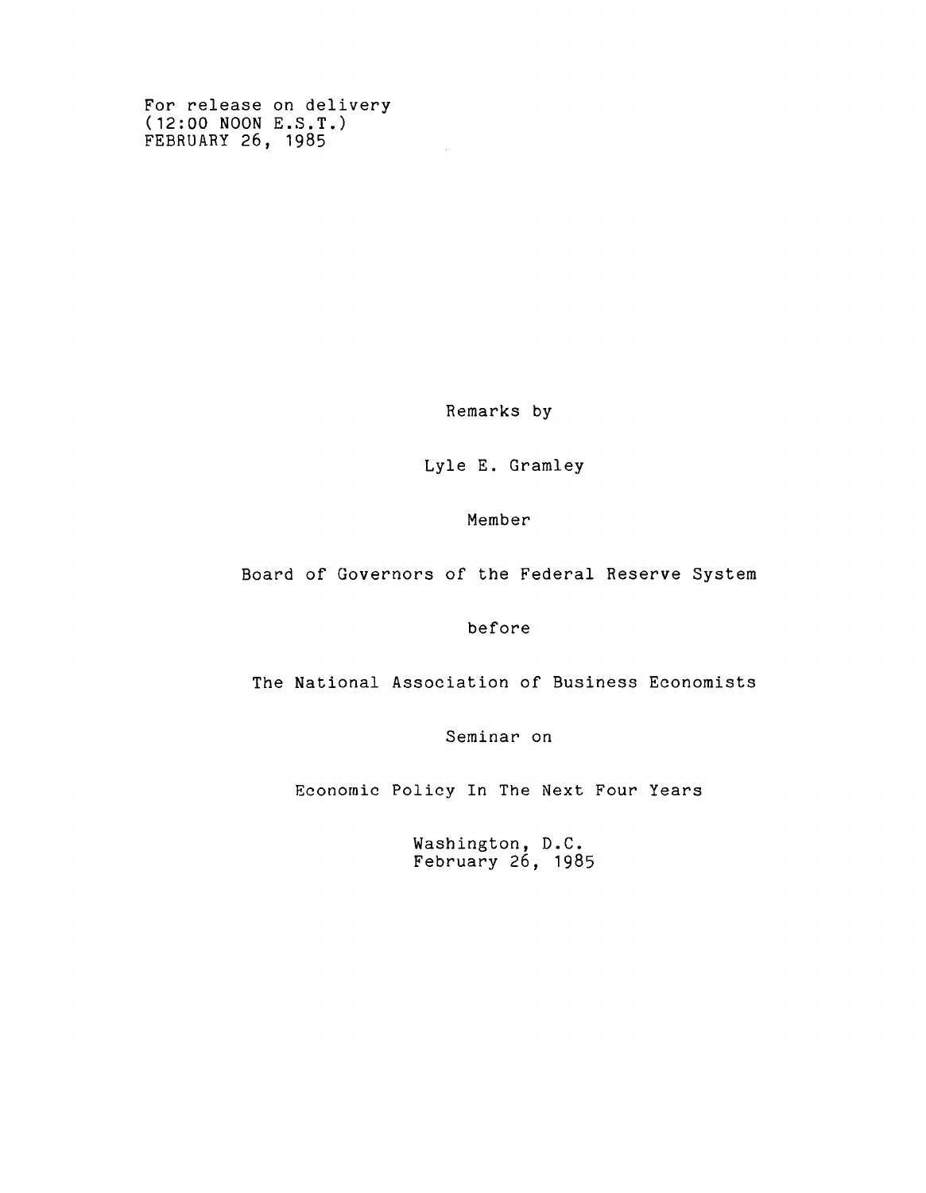For release on delivery
(12:00 NOON E.S.T.)
FEBRUARY 26, 1985

Remarks by

Lyle E. Gramley

Member

Board of Governors of the Federal Reserve System

before

The National Association of Business Economists

Seminar on

Economic Policy In The Next Four Years

Washington, D.C.
February 26, 1985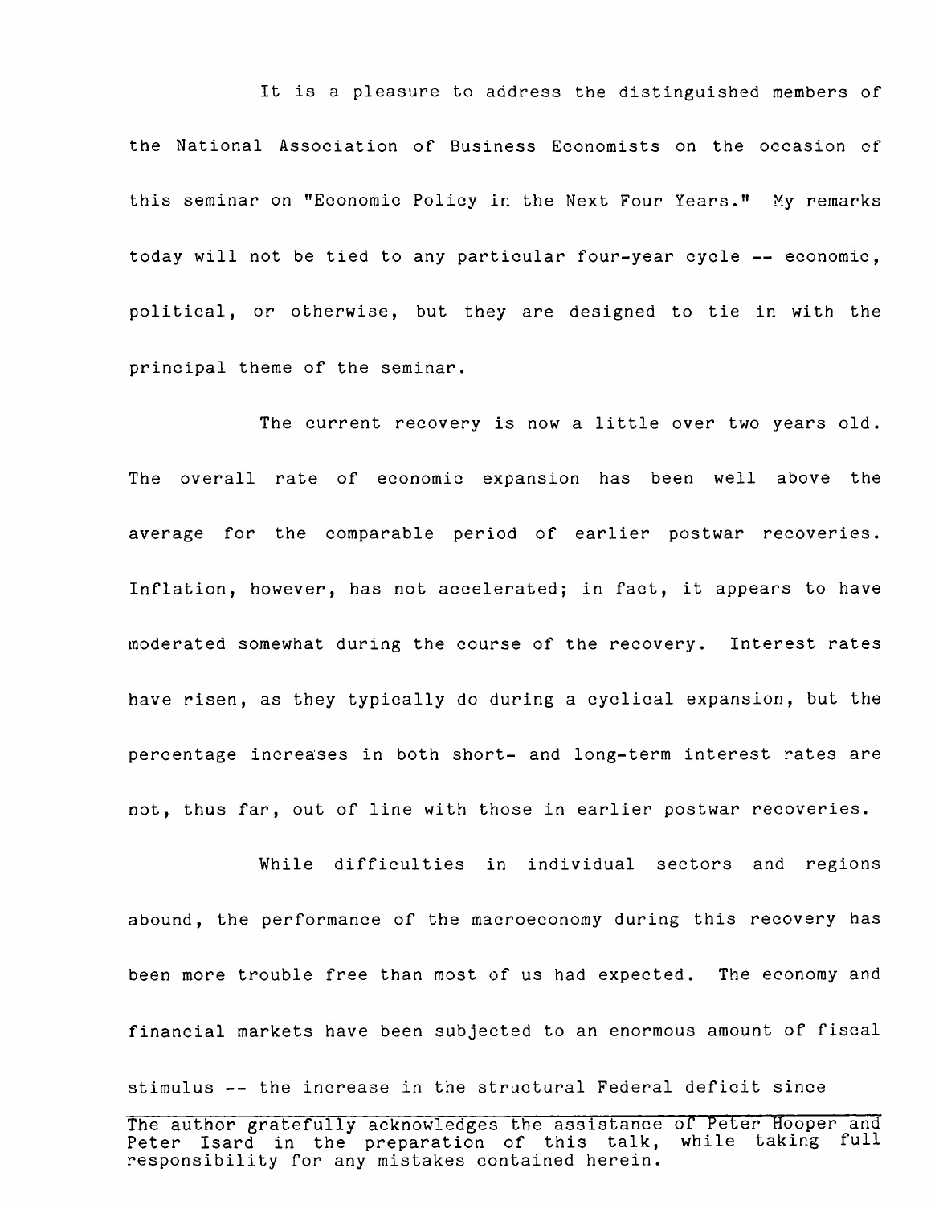It is a pleasure to address the distinguished members of the National Association of Business Economists on the occasion of this seminar on "Economic Policy in the Next Four Years." My remarks today will not be tied to any particular four-year cycle -- economic, political, or otherwise, but they are designed to tie in with the principal theme of the seminar.

The current recovery is now a little over two years old. The overall rate of economic expansion has been well above the average for the comparable period of earlier postwar recoveries. Inflation, however, has not accelerated; in fact, it appears to have moderated somewhat during the course of the recovery. Interest rates have risen, as they typically do during a cyclical expansion, but the percentage increases in both short- and long-term interest rates are not, thus far, out of line with those in earlier postwar recoveries.

While difficulties in individual sectors and regions abound, the performance of the macroeconomy during this recovery has been more trouble free than most of us had expected. The economy and financial markets have been subjected to an enormous amount of fiscal stimulus -- the increase in the structural Federal deficit since

The author gratefully acknowledges the assistance of Peter Hooper and Peter Isard in the preparation of this talk, while taking full responsibility for any mistakes contained herein.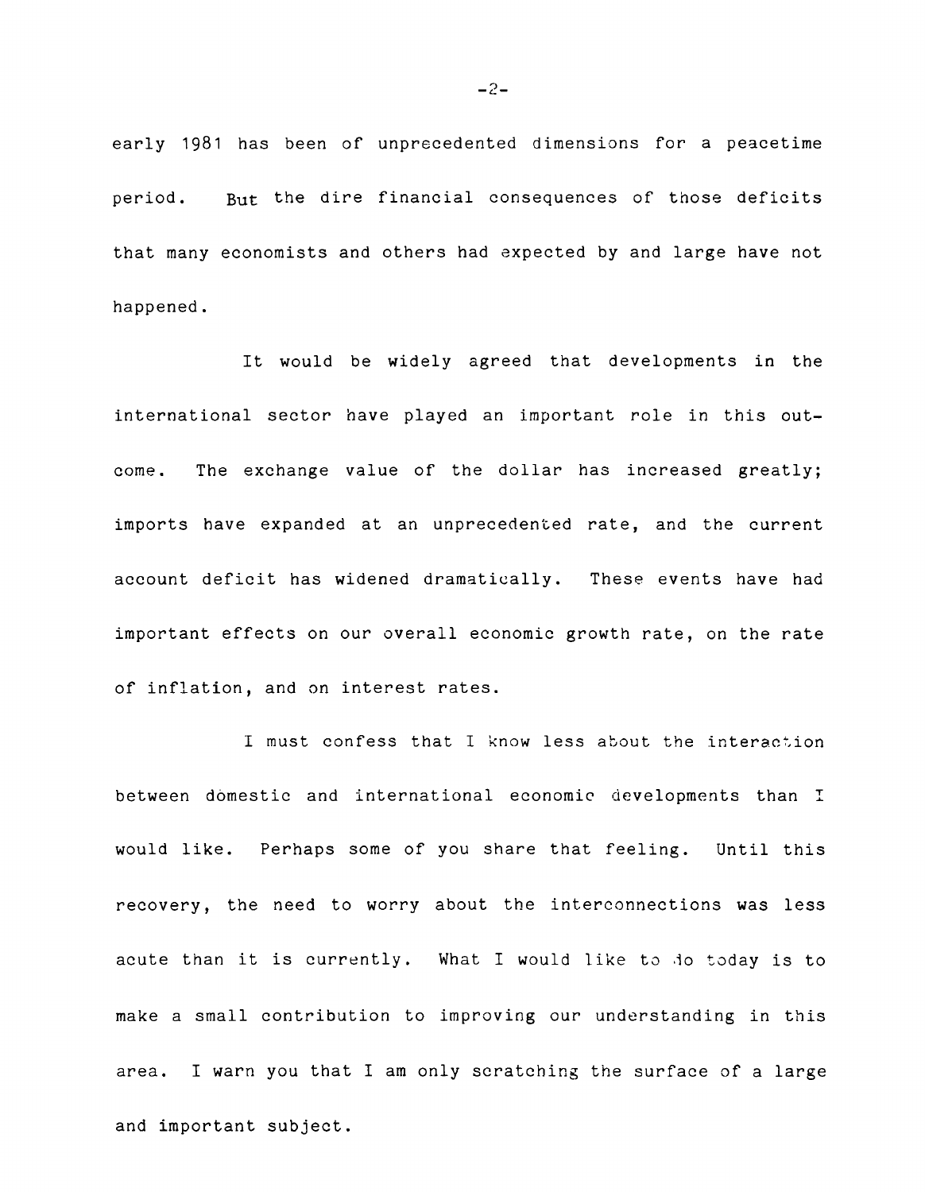early 1981 has been of unprecedented dimensions for a peacetime period. But the dire financial consequences of those deficits that many economists and others had expected by and large have not happened.

It would be widely agreed that developments in the international sector have played an important role in this outcome. The exchange value of the dollar has increased greatly; imports have expanded at an unprecedented rate, and the current account deficit has widened dramatically. These events have had important effects on our overall economic growth rate, on the rate of inflation, and on interest rates.

I must confess that I know less about the interaction between domestic and international economic developments than I would like. Perhaps some of you share that feeling. Until this recovery, the need to worry about the interconnections was less acute than it is currently. What I would like to do today is to make a small contribution to improving our understanding in this area. I warn you that I am only scratching the surface of a large and important subject.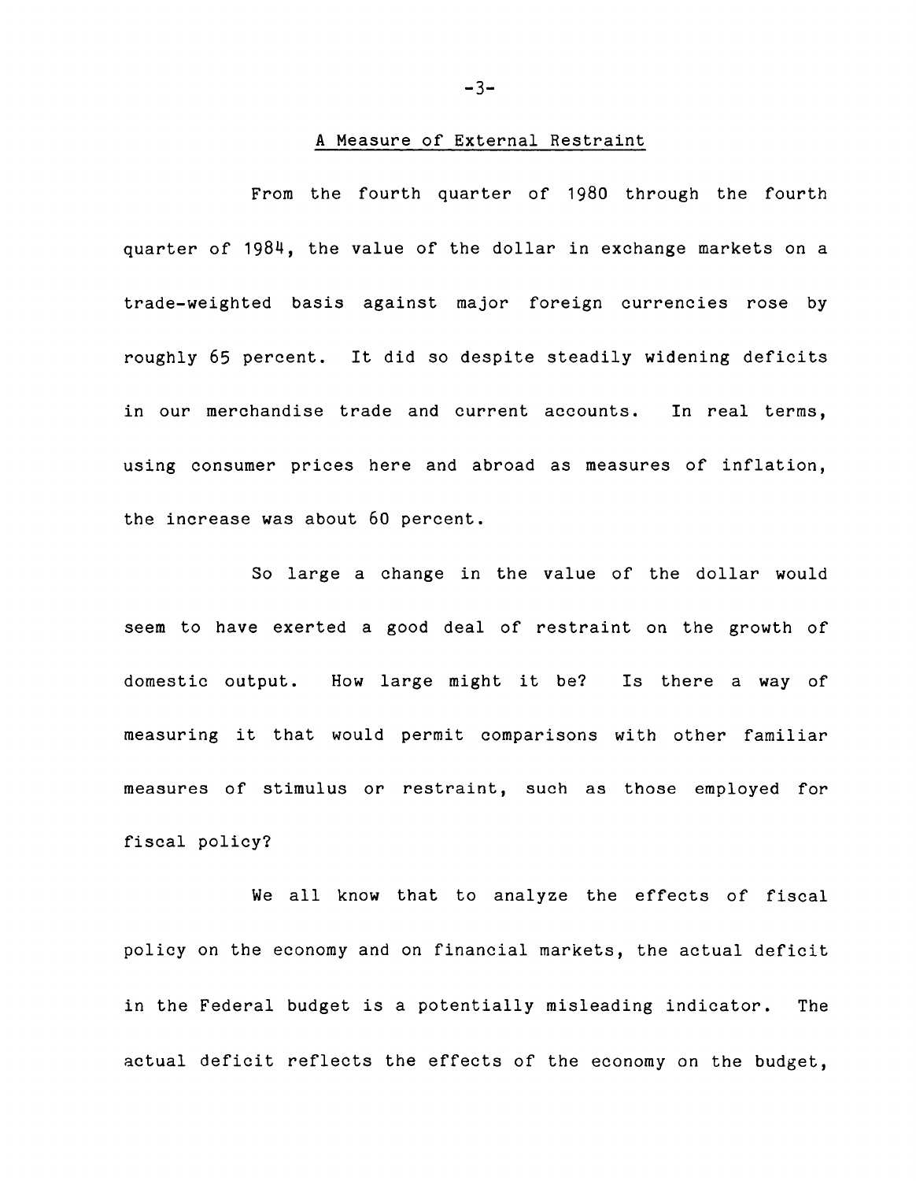## A Measure of External Restraint

From the fourth quarter of 1980 through the fourth quarter of 1984, the value of the dollar in exchange markets on a trade-weighted basis against major foreign currencies rose by roughly 65 percent. It did so despite steadily widening deficits in our merchandise trade and current accounts. In real terms, using consumer prices here and abroad as measures of inflation, the increase was about 60 percent.

So large a change in the value of the dollar would seem to have exerted a good deal of restraint on the growth of domestic output. How large might it be? Is there a way of measuring it that would permit comparisons with other familiar measures of stimulus or restraint, such as those employed for fiscal policy?

We all know that to analyze the effects of fiscal policy on the economy and on financial markets, the actual deficit in the Federal budget is a potentially misleading indicator. The actual deficit reflects the effects of the economy on the budget,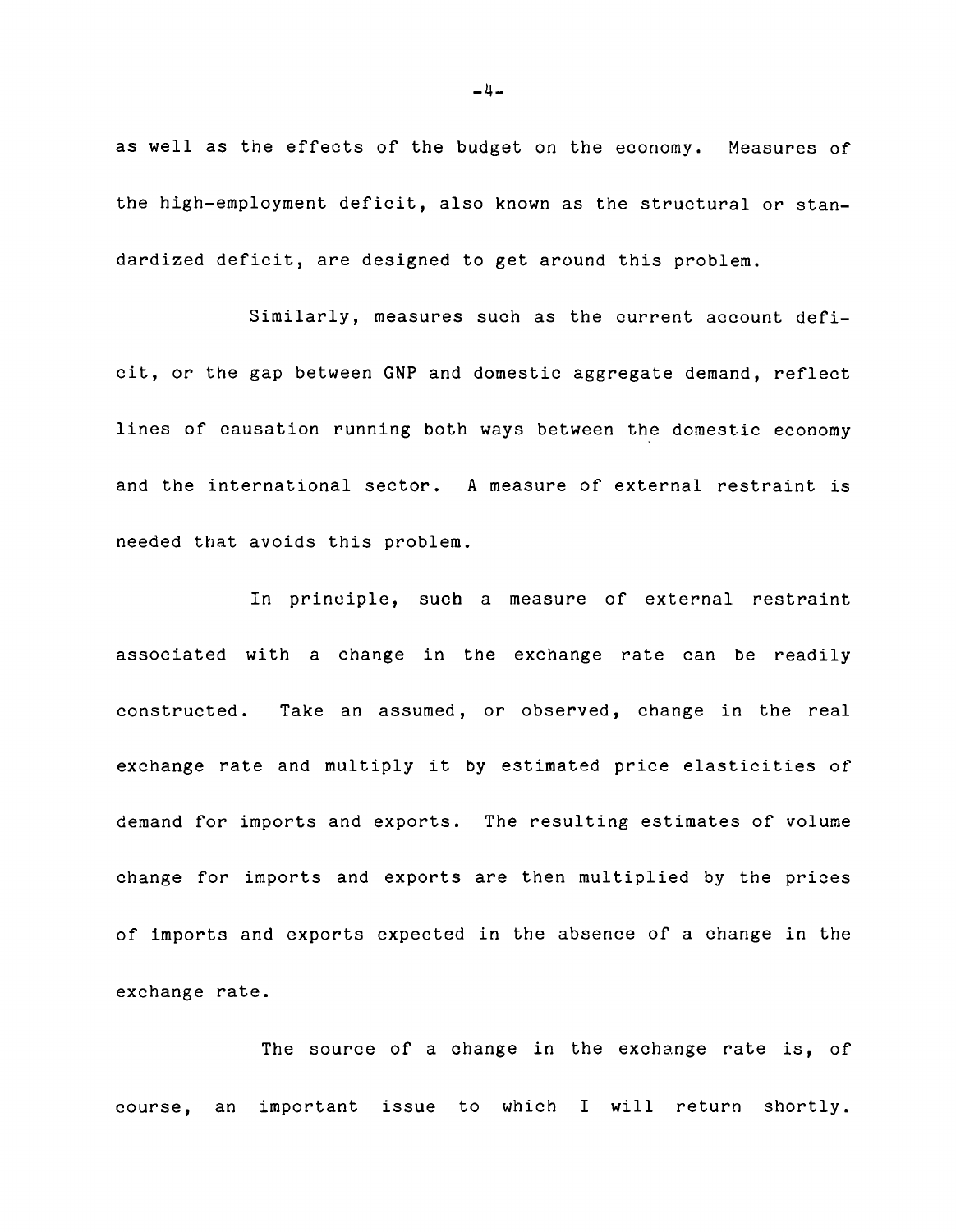as well as the effects of the budget on the economy. Measures of the high-employment deficit, also known as the structural or standardized deficit, are designed to get around this problem.

Similarly, measures such as the current account deficit, or the gap between GNP and domestic aggregate demand, reflect lines of causation running both ways between the domestic economy and the international sector. A measure of external restraint is needed that avoids this problem.

In principle, such a measure of external restraint associated with a change in the exchange rate can be readily constructed. Take an assumed, or observed, change in the real exchange rate and multiply it by estimated price elasticities of demand for imports and exports. The resulting estimates of volume change for imports and exports are then multiplied by the prices of imports and exports expected in the absence of a change in the exchange rate.

The source of a change in the exchange rate is, of course, an important issue to which I will return shortly.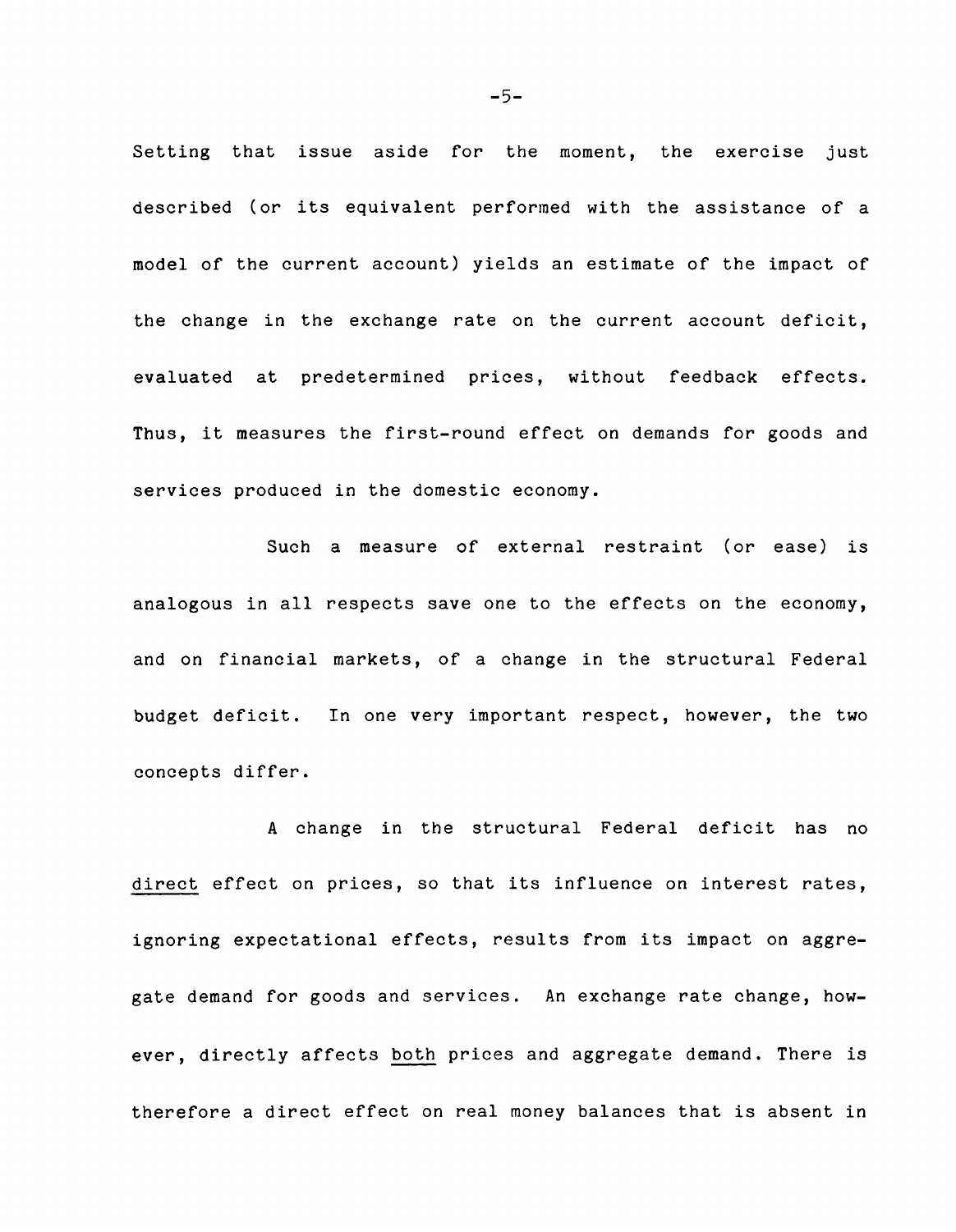Setting that issue aside for the moment, the exercise just described (or its equivalent performed with the assistance of a model of the current account) yields an estimate of the impact of the change in the exchange rate on the current account deficit, evaluated at predetermined prices, without feedback effects. Thus, it measures the first-round effect on demands for goods and services produced in the domestic economy.

Such a measure of external restraint (or ease) is analogous in all respects save one to the effects on the economy, and on financial markets, of a change in the structural Federal budget deficit. In one very important respect, however, the two concepts differ.

A change in the structural Federal deficit has no <u>direct</u> effect on prices, so that its influence on interest rates, ignoring expectational effects, results from its impact on aggregate demand for goods and services. An exchange rate change, however, directly affects <u>both</u> prices and aggregate demand. There is therefore a direct effect on real money balances that is absent in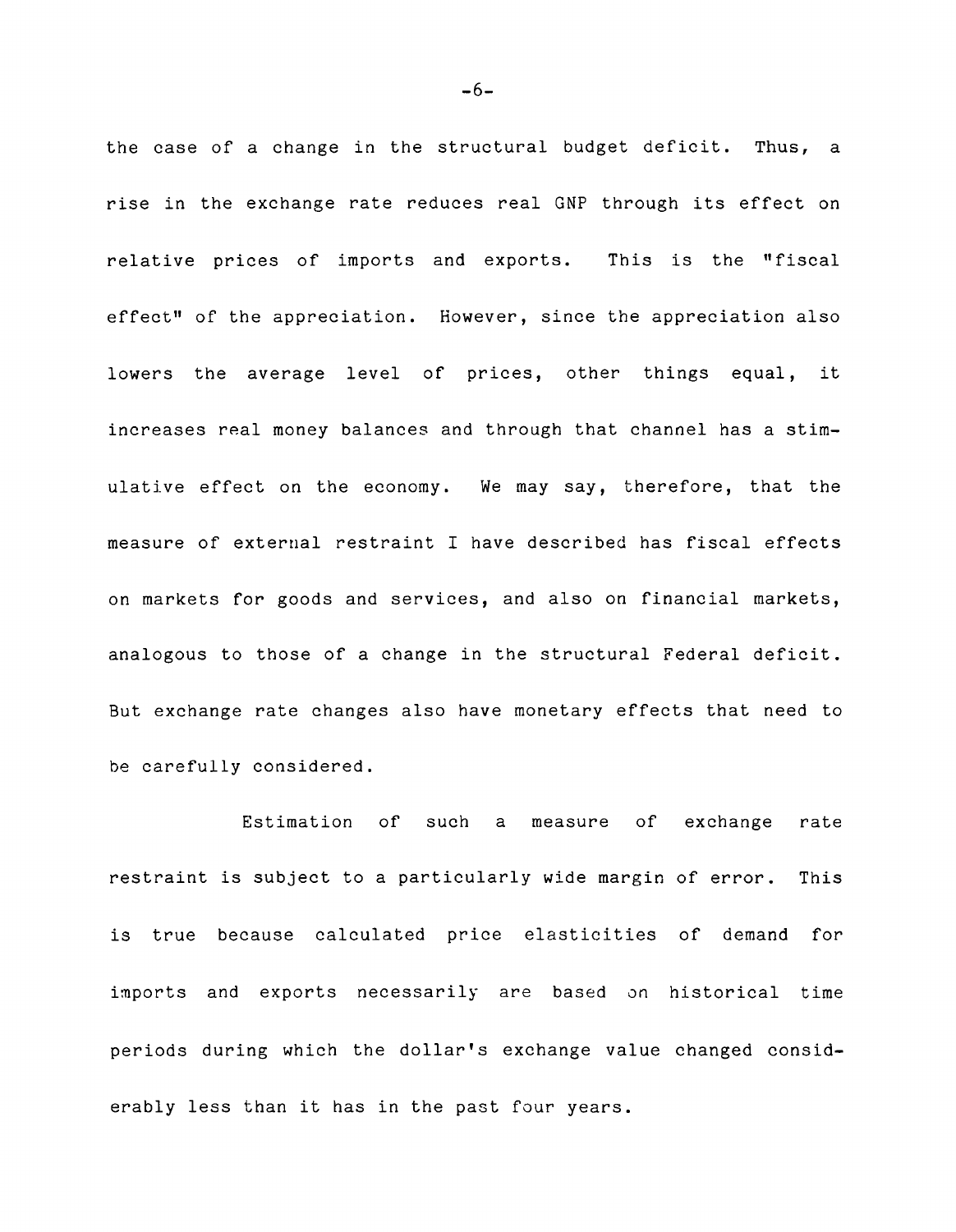the case of a change in the structural budget deficit. Thus, a rise in the exchange rate reduces real GNP through its effect on relative prices of imports and exports. This is the "fiscal effect" of the appreciation. However, since the appreciation also lowers the average level of prices, other things equal, it increases real money balances and through that channel has a stimulative effect on the economy. We may say, therefore, that the measure of external restraint I have described has fiscal effects on markets for goods and services, and also on financial markets, analogous to those of a change in the structural Federal deficit. But exchange rate changes also have monetary effects that need to be carefully considered.

Estimation of such a measure of exchange rate restraint is subject to a particularly wide margin of error. This is true because calculated price elasticities of demand for imports and exports necessarily are based on historical time periods during which the dollar's exchange value changed considerably less than it has in the past four years.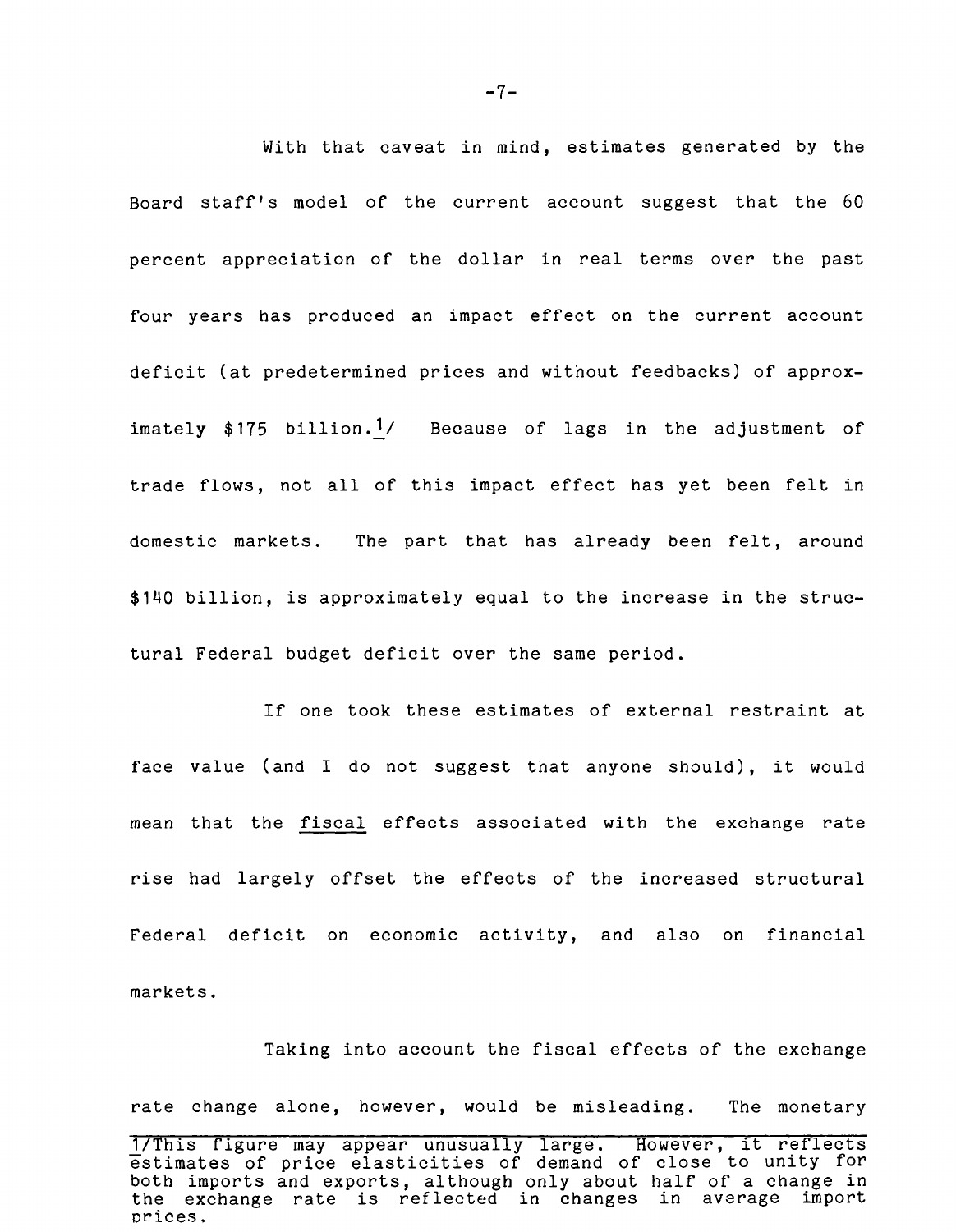With that caveat in mind, estimates generated by the Board staff's model of the current account suggest that the 60 percent appreciation of the dollar in real terms over the past four years has produced an impact effect on the current account deficit (at predetermined prices and without feedbacks) of approximately $175 billion.[1] Because of lags in the adjustment of trade flows, not all of this impact effect has yet been felt in domestic markets. The part that has already been felt, around $140 billion, is approximately equal to the increase in the structural Federal budget deficit over the same period.

If one took these estimates of external restraint at face value (and I do not suggest that anyone should), it would mean that the fiscal effects associated with the exchange rate rise had largely offset the effects of the increased structural Federal deficit on economic activity, and also on financial markets.

Taking into account the fiscal effects of the exchange rate change alone, however, would be misleading. The monetary

---

[1]This figure may appear unusually large. However, it reflects estimates of price elasticities of demand of close to unity for both imports and exports, although only about half of a change in the exchange rate is reflected in changes in average import prices.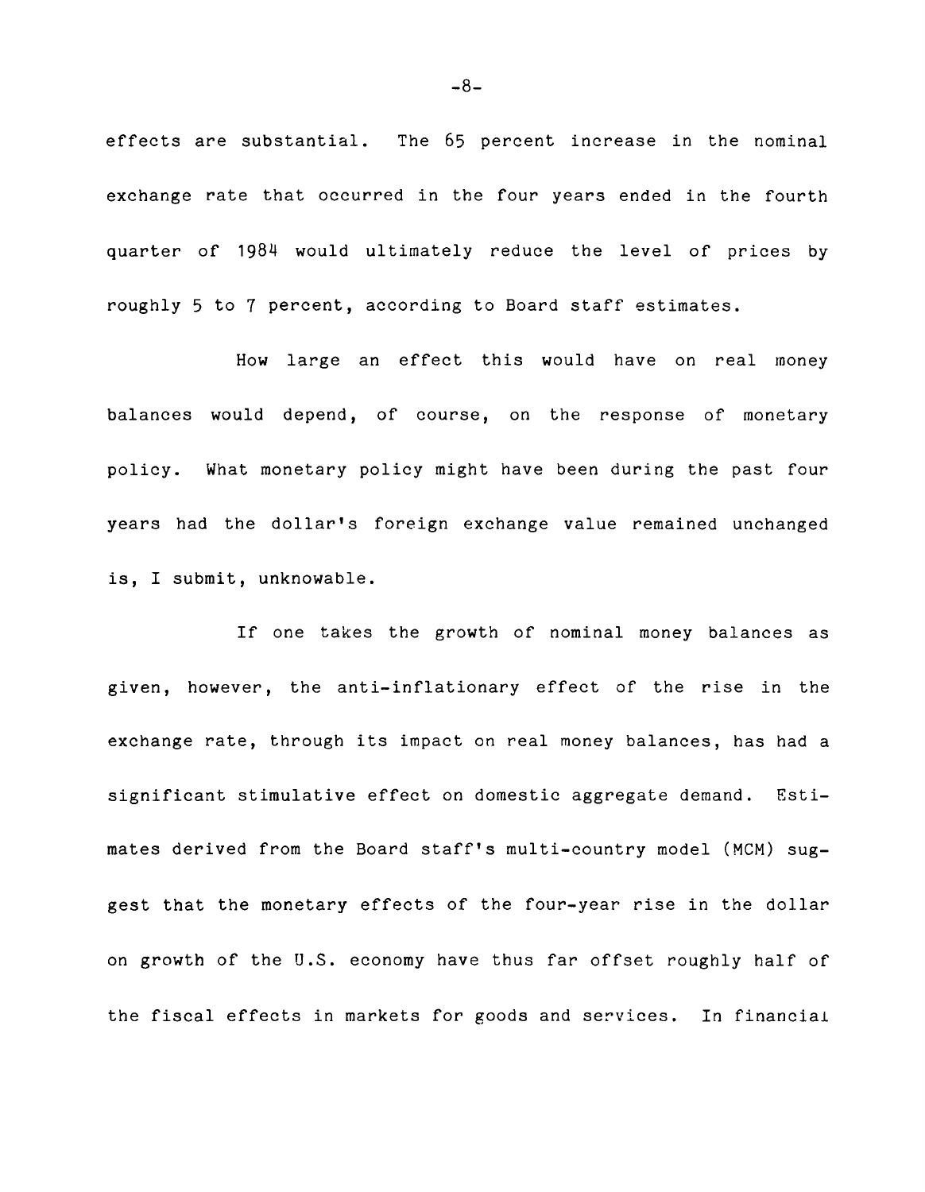effects are substantial. The 65 percent increase in the nominal exchange rate that occurred in the four years ended in the fourth quarter of 1984 would ultimately reduce the level of prices by roughly 5 to 7 percent, according to Board staff estimates.

How large an effect this would have on real money balances would depend, of course, on the response of monetary policy. What monetary policy might have been during the past four years had the dollar's foreign exchange value remained unchanged is, I submit, unknowable.

If one takes the growth of nominal money balances as given, however, the anti-inflationary effect of the rise in the exchange rate, through its impact on real money balances, has had a significant stimulative effect on domestic aggregate demand. Estimates derived from the Board staff's multi-country model (MCM) suggest that the monetary effects of the four-year rise in the dollar on growth of the U.S. economy have thus far offset roughly half of the fiscal effects in markets for goods and services. In financial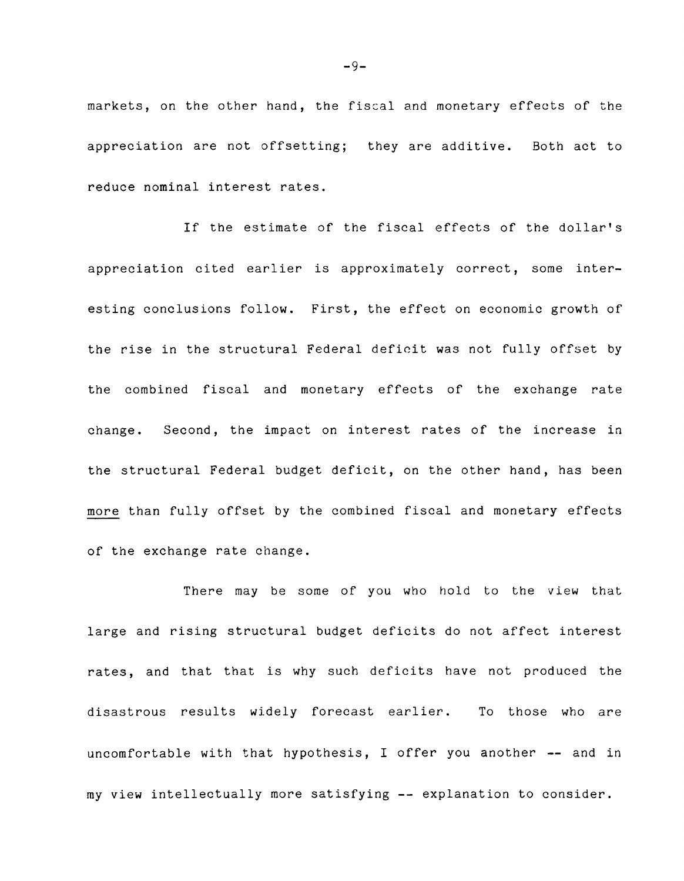markets, on the other hand, the fiscal and monetary effects of the appreciation are not offsetting; they are additive. Both act to reduce nominal interest rates.

If the estimate of the fiscal effects of the dollar's appreciation cited earlier is approximately correct, some interesting conclusions follow. First, the effect on economic growth of the rise in the structural Federal deficit was not fully offset by the combined fiscal and monetary effects of the exchange rate change. Second, the impact on interest rates of the increase in the structural Federal budget deficit, on the other hand, has been <u>more</u> than fully offset by the combined fiscal and monetary effects of the exchange rate change.

There may be some of you who hold to the view that large and rising structural budget deficits do not affect interest rates, and that that is why such deficits have not produced the disastrous results widely forecast earlier. To those who are uncomfortable with that hypothesis, I offer you another -- and in my view intellectually more satisfying -- explanation to consider.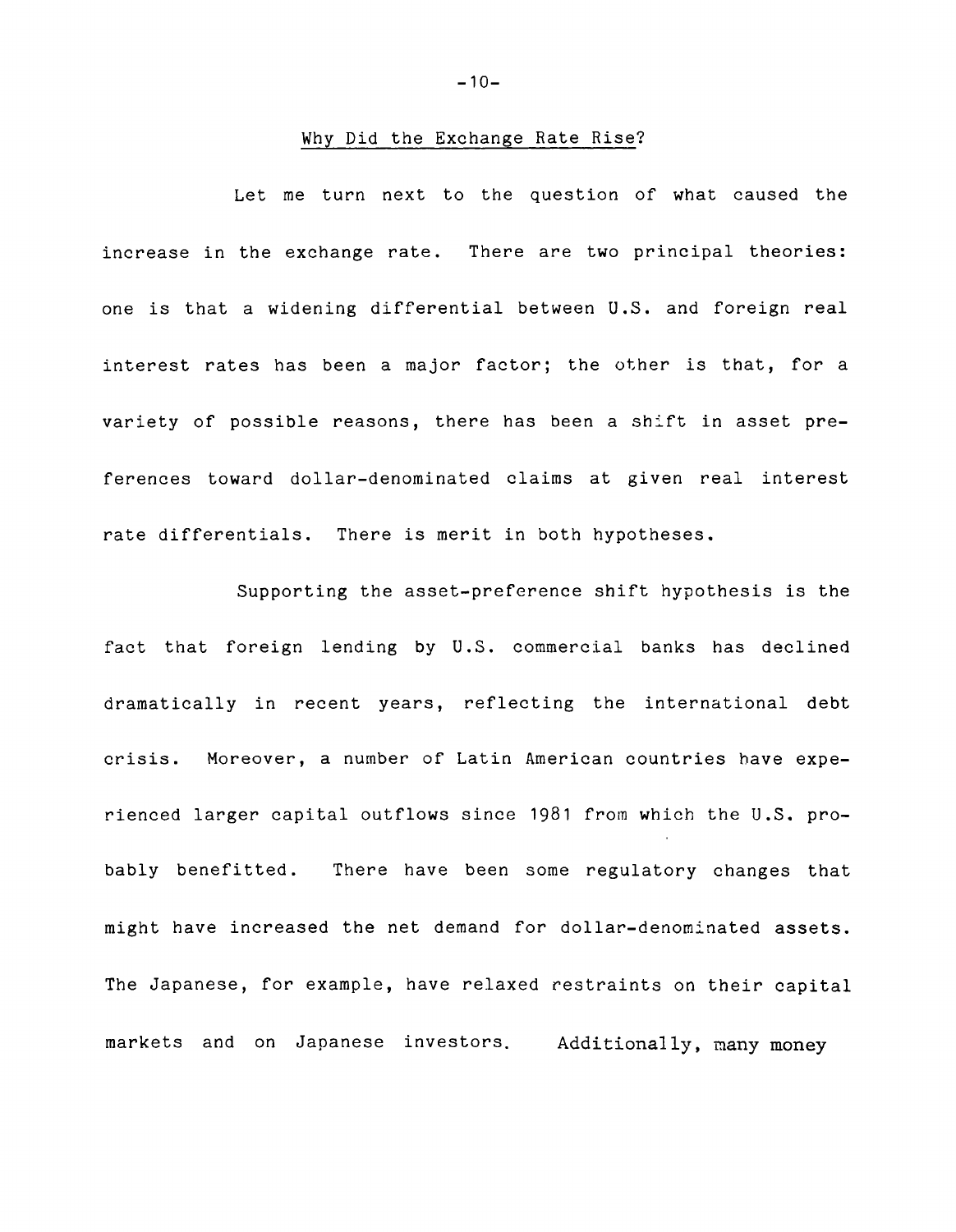## Why Did the Exchange Rate Rise?

Let me turn next to the question of what caused the increase in the exchange rate. There are two principal theories: one is that a widening differential between U.S. and foreign real interest rates has been a major factor; the other is that, for a variety of possible reasons, there has been a shift in asset preferences toward dollar-denominated claims at given real interest rate differentials. There is merit in both hypotheses.

Supporting the asset-preference shift hypothesis is the fact that foreign lending by U.S. commercial banks has declined dramatically in recent years, reflecting the international debt crisis. Moreover, a number of Latin American countries have experienced larger capital outflows since 1981 from which the U.S. probably benefitted. There have been some regulatory changes that might have increased the net demand for dollar-denominated assets. The Japanese, for example, have relaxed restraints on their capital markets and on Japanese investors. Additionally, many money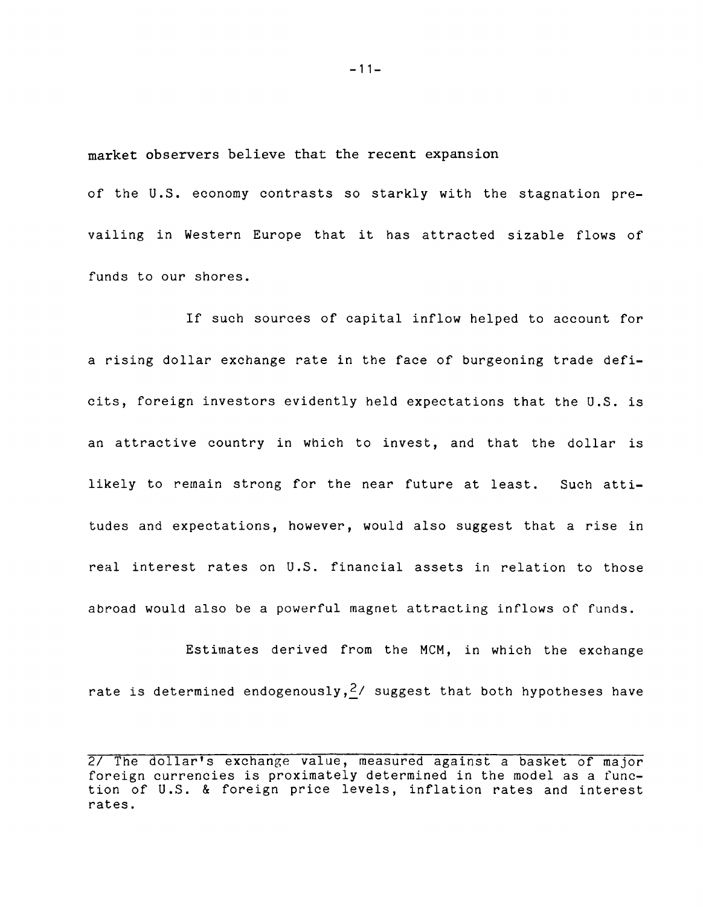market observers believe that the recent expansion of the U.S. economy contrasts so starkly with the stagnation prevailing in Western Europe that it has attracted sizable flows of funds to our shores.

If such sources of capital inflow helped to account for a rising dollar exchange rate in the face of burgeoning trade deficits, foreign investors evidently held expectations that the U.S. is an attractive country in which to invest, and that the dollar is likely to remain strong for the near future at least. Such attitudes and expectations, however, would also suggest that a rise in real interest rates on U.S. financial assets in relation to those abroad would also be a powerful magnet attracting inflows of funds.

Estimates derived from the MCM, in which the exchange rate is determined endogenously,[2] suggest that both hypotheses have

---

2/ The dollar's exchange value, measured against a basket of major foreign currencies is proximately determined in the model as a function of U.S. & foreign price levels, inflation rates and interest rates.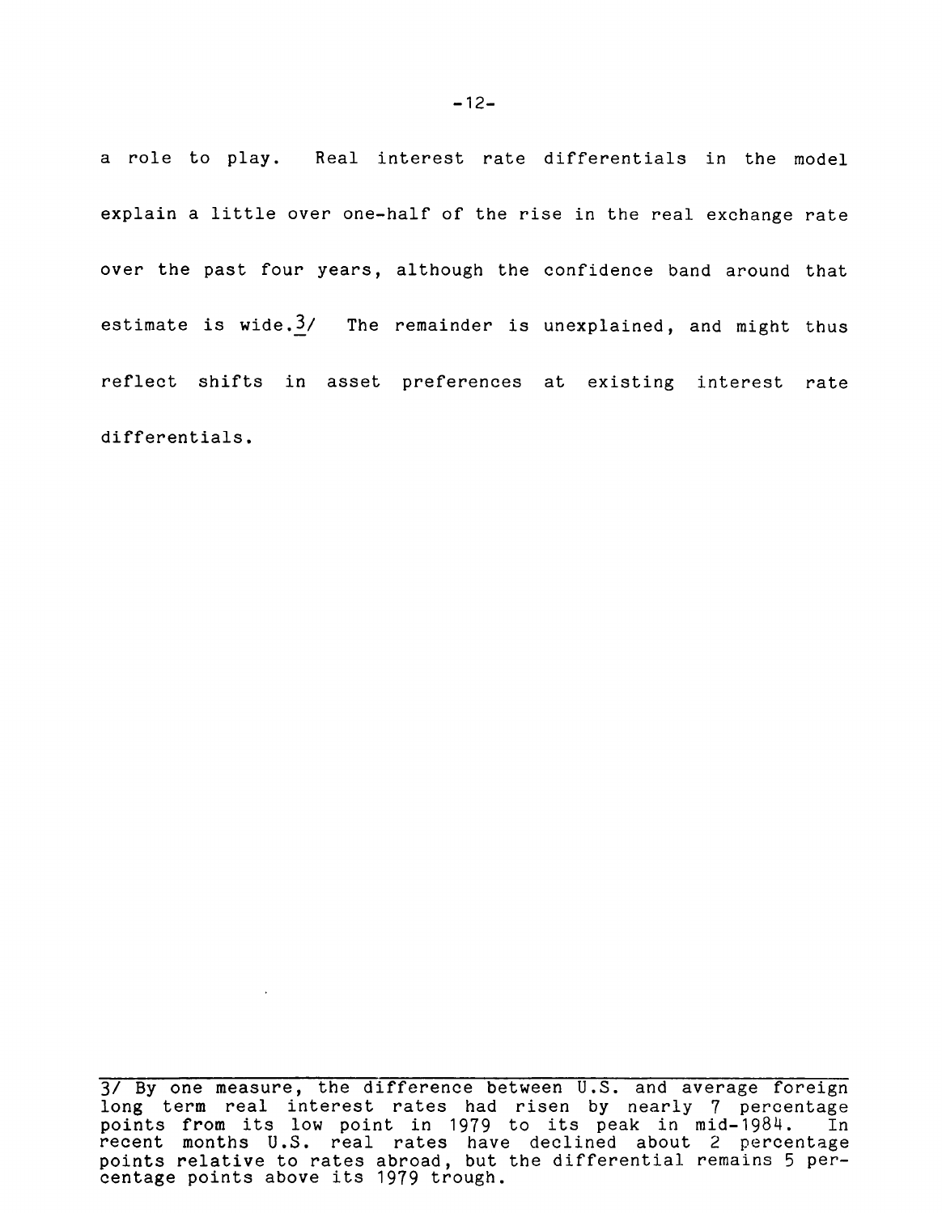a role to play. Real interest rate differentials in the model explain a little over one-half of the rise in the real exchange rate over the past four years, although the confidence band around that estimate is wide.[3] The remainder is unexplained, and might thus reflect shifts in asset preferences at existing interest rate differentials.

---

3/ By one measure, the difference between U.S. and average foreign long term real interest rates had risen by nearly 7 percentage points from its low point in 1979 to its peak in mid-1984. In recent months U.S. real rates have declined about 2 percentage points relative to rates abroad, but the differential remains 5 percentage points above its 1979 trough.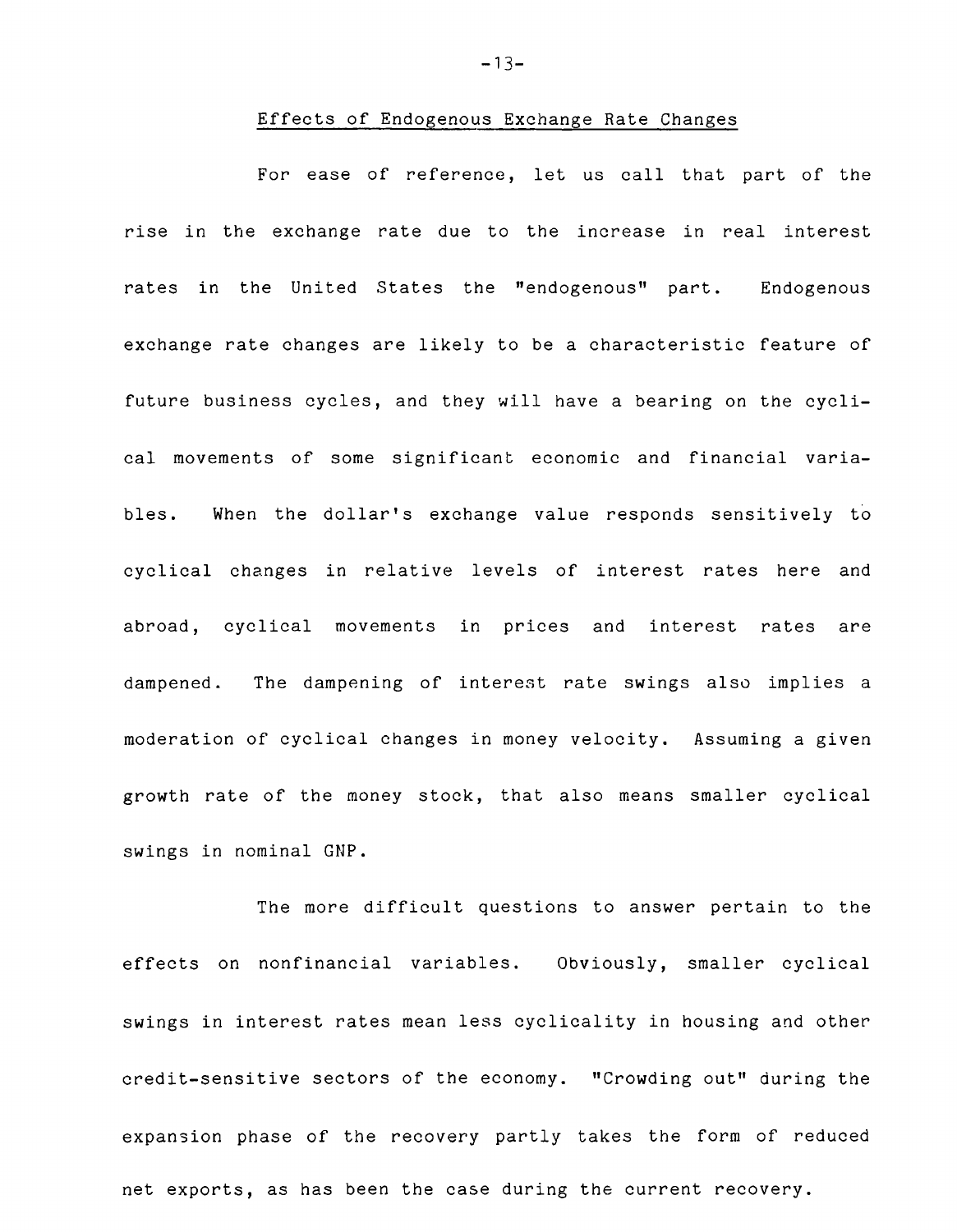## Effects of Endogenous Exchange Rate Changes

For ease of reference, let us call that part of the rise in the exchange rate due to the increase in real interest rates in the United States the "endogenous" part. Endogenous exchange rate changes are likely to be a characteristic feature of future business cycles, and they will have a bearing on the cyclical movements of some significant economic and financial variables. When the dollar's exchange value responds sensitively to cyclical changes in relative levels of interest rates here and abroad, cyclical movements in prices and interest rates are dampened. The dampening of interest rate swings also implies a moderation of cyclical changes in money velocity. Assuming a given growth rate of the money stock, that also means smaller cyclical swings in nominal GNP.

The more difficult questions to answer pertain to the effects on nonfinancial variables. Obviously, smaller cyclical swings in interest rates mean less cyclicality in housing and other credit-sensitive sectors of the economy. "Crowding out" during the expansion phase of the recovery partly takes the form of reduced net exports, as has been the case during the current recovery.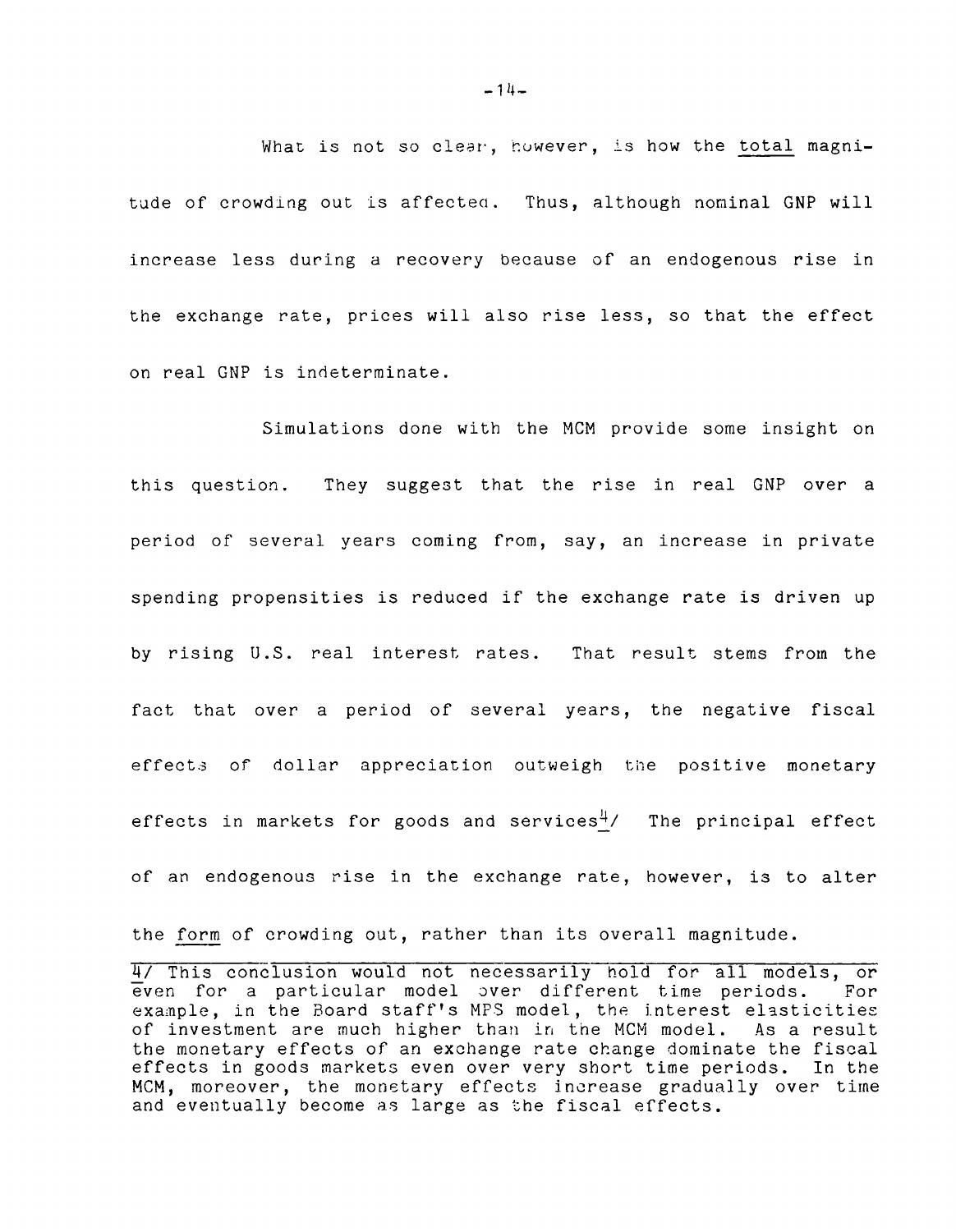What is not so clear, however, is how the <u>total</u> magnitude of crowding out is affected. Thus, although nominal GNP will increase less during a recovery because of an endogenous rise in the exchange rate, prices will also rise less, so that the effect on real GNP is indeterminate.

Simulations done with the MCM provide some insight on this question. They suggest that the rise in real GNP over a period of several years coming from, say, an increase in private spending propensities is reduced if the exchange rate is driven up by rising U.S. real interest rates. That result stems from the fact that over a period of several years, the negative fiscal effects of dollar appreciation outweigh the positive monetary effects in markets for goods and services[4] The principal effect of an endogenous rise in the exchange rate, however, is to alter the <u>form</u> of crowding out, rather than its overall magnitude.

4/ This conclusion would not necessarily hold for all models, or even for a particular model over different time periods. For example, in the Board staff's MPS model, the interest elasticities of investment are much higher than in the MCM model. As a result the monetary effects of an exchange rate change dominate the fiscal effects in goods markets even over very short time periods. In the MCM, moreover, the monetary effects increase gradually over time and eventually become as large as the fiscal effects.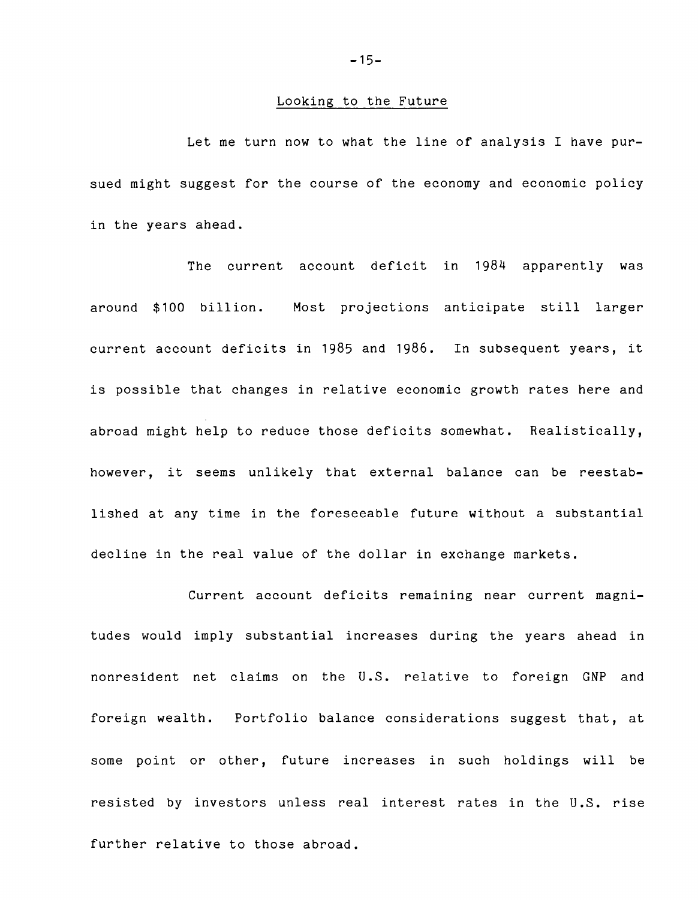## Looking to the Future

Let me turn now to what the line of analysis I have pursued might suggest for the course of the economy and economic policy in the years ahead.

The current account deficit in 1984 apparently was around $100 billion. Most projections anticipate still larger current account deficits in 1985 and 1986. In subsequent years, it is possible that changes in relative economic growth rates here and abroad might help to reduce those deficits somewhat. Realistically, however, it seems unlikely that external balance can be reestablished at any time in the foreseeable future without a substantial decline in the real value of the dollar in exchange markets.

Current account deficits remaining near current magnitudes would imply substantial increases during the years ahead in nonresident net claims on the U.S. relative to foreign GNP and foreign wealth. Portfolio balance considerations suggest that, at some point or other, future increases in such holdings will be resisted by investors unless real interest rates in the U.S. rise further relative to those abroad.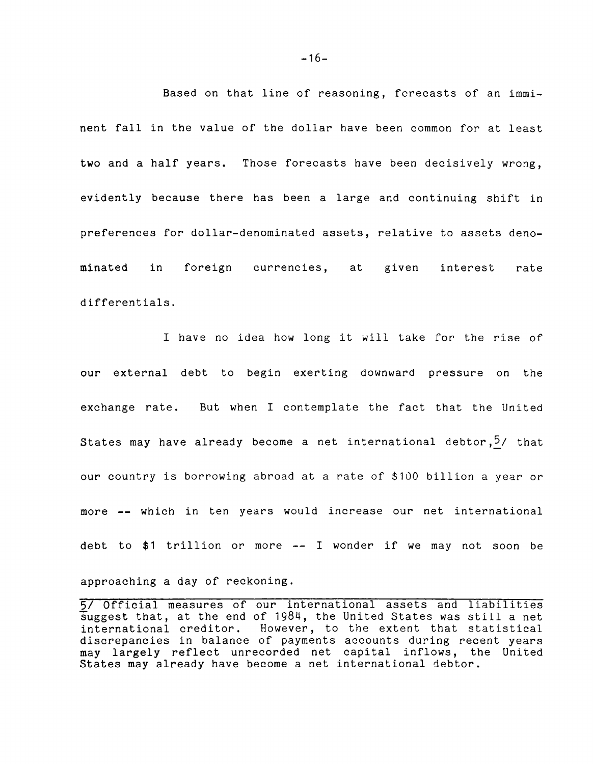Based on that line of reasoning, forecasts of an imminent fall in the value of the dollar have been common for at least two and a half years. Those forecasts have been decisively wrong, evidently because there has been a large and continuing shift in preferences for dollar-denominated assets, relative to assets denominated in foreign currencies, at given interest rate differentials.

I have no idea how long it will take for the rise of our external debt to begin exerting downward pressure on the exchange rate. But when I contemplate the fact that the United States may have already become a net international debtor,[5] that our country is borrowing abroad at a rate of $100 billion a year or more -- which in ten years would increase our net international debt to $1 trillion or more -- I wonder if we may not soon be approaching a day of reckoning.

---

[5] Official measures of our international assets and liabilities suggest that, at the end of 1984, the United States was still a net international creditor. However, to the extent that statistical discrepancies in balance of payments accounts during recent years may largely reflect unrecorded net capital inflows, the United States may already have become a net international debtor.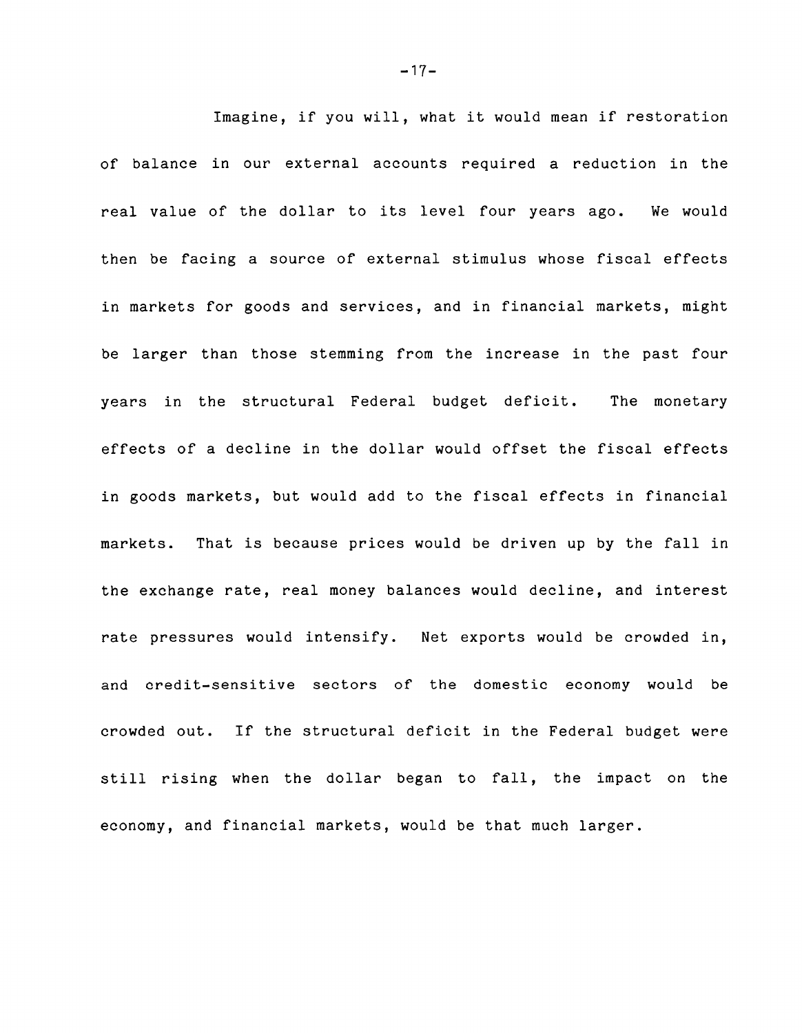Imagine, if you will, what it would mean if restoration of balance in our external accounts required a reduction in the real value of the dollar to its level four years ago. We would then be facing a source of external stimulus whose fiscal effects in markets for goods and services, and in financial markets, might be larger than those stemming from the increase in the past four years in the structural Federal budget deficit. The monetary effects of a decline in the dollar would offset the fiscal effects in goods markets, but would add to the fiscal effects in financial markets. That is because prices would be driven up by the fall in the exchange rate, real money balances would decline, and interest rate pressures would intensify. Net exports would be crowded in, and credit-sensitive sectors of the domestic economy would be crowded out. If the structural deficit in the Federal budget were still rising when the dollar began to fall, the impact on the economy, and financial markets, would be that much larger.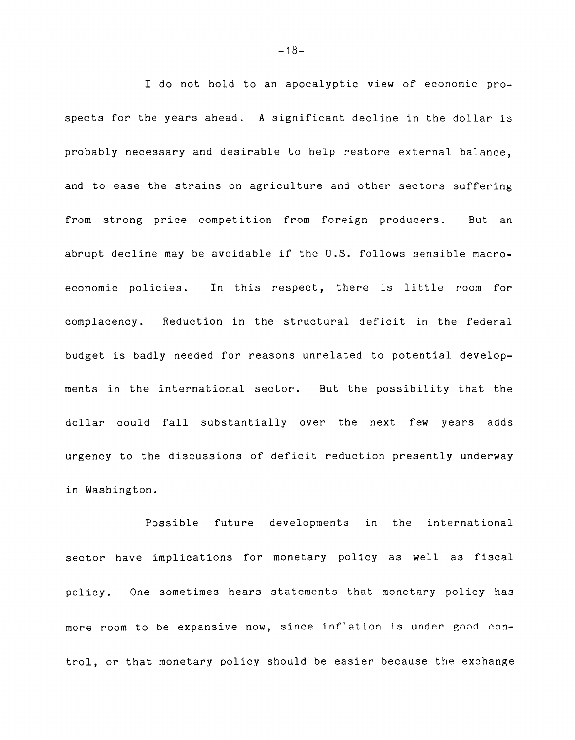I do not hold to an apocalyptic view of economic prospects for the years ahead. A significant decline in the dollar is probably necessary and desirable to help restore external balance, and to ease the strains on agriculture and other sectors suffering from strong price competition from foreign producers. But an abrupt decline may be avoidable if the U.S. follows sensible macroeconomic policies. In this respect, there is little room for complacency. Reduction in the structural deficit in the federal budget is badly needed for reasons unrelated to potential developments in the international sector. But the possibility that the dollar could fall substantially over the next few years adds urgency to the discussions of deficit reduction presently underway in Washington.

Possible future developments in the international sector have implications for monetary policy as well as fiscal policy. One sometimes hears statements that monetary policy has more room to be expansive now, since inflation is under good control, or that monetary policy should be easier because the exchange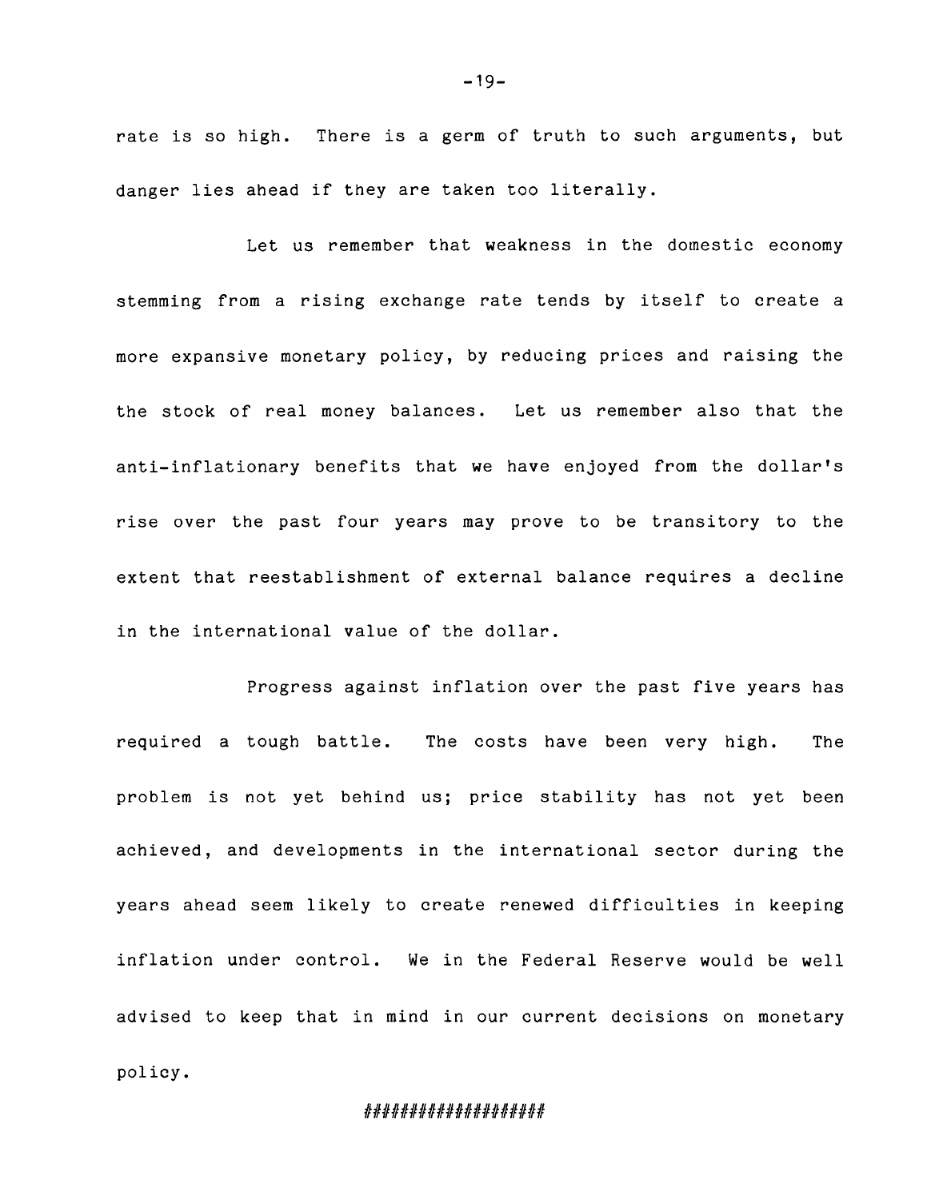rate is so high. There is a germ of truth to such arguments, but danger lies ahead if they are taken too literally.

Let us remember that weakness in the domestic economy stemming from a rising exchange rate tends by itself to create a more expansive monetary policy, by reducing prices and raising the the stock of real money balances. Let us remember also that the anti-inflationary benefits that we have enjoyed from the dollar's rise over the past four years may prove to be transitory to the extent that reestablishment of external balance requires a decline in the international value of the dollar.

Progress against inflation over the past five years has required a tough battle. The costs have been very high. The problem is not yet behind us; price stability has not yet been achieved, and developments in the international sector during the years ahead seem likely to create renewed difficulties in keeping inflation under control. We in the Federal Reserve would be well advised to keep that in mind in our current decisions on monetary policy.

###################